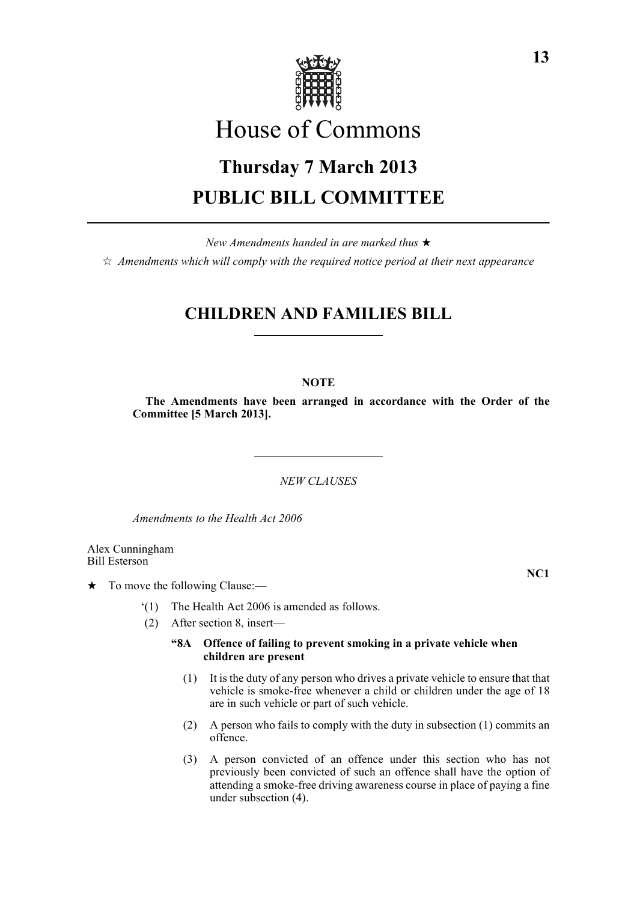# House of Commons

## Thursday 7 March 2013

## PUBLIC BILL COMMITTEE

*New Amendments handed in are marked thus* ★

☆ *Amendments which will comply with the required notice period at their next appearance*

## CHILDREN AND FAMILIES BILL

**NOTE**

**The Amendments have been arranged in accordance with the Order of the Committee [5 March 2013].**

*NEW CLAUSES*

*Amendments to the Health Act 2006*

Alex Cunningham
Bill Esterson

**NC1**

★ To move the following Clause:—

'(1) The Health Act 2006 is amended as follows.

(2) After section 8, insert—

**"8A Offence of failing to prevent smoking in a private vehicle when children are present**

(1) It is the duty of any person who drives a private vehicle to ensure that that vehicle is smoke-free whenever a child or children under the age of 18 are in such vehicle or part of such vehicle.

(2) A person who fails to comply with the duty in subsection (1) commits an offence.

(3) A person convicted of an offence under this section who has not previously been convicted of such an offence shall have the option of attending a smoke-free driving awareness course in place of paying a fine under subsection (4).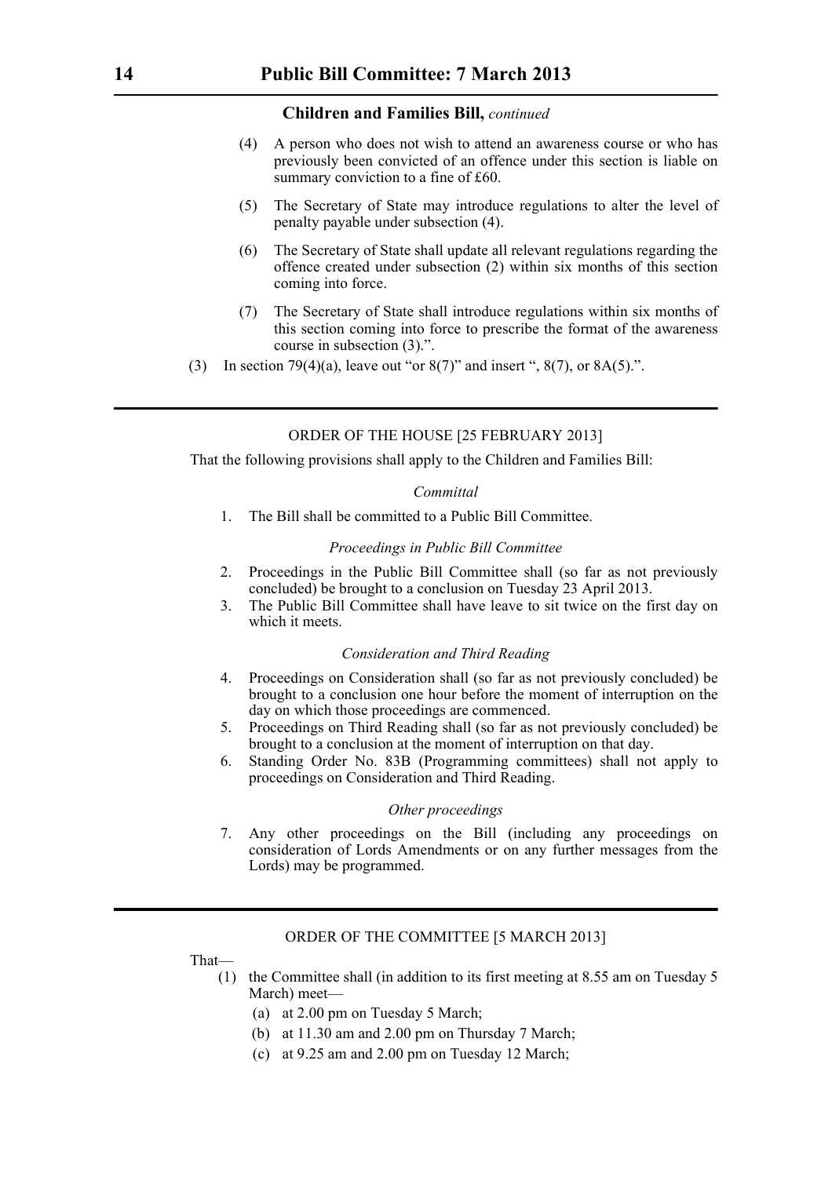**Children and Families Bill,** *continued*

(4) A person who does not wish to attend an awareness course or who has previously been convicted of an offence under this section is liable on summary conviction to a fine of £60.

(5) The Secretary of State may introduce regulations to alter the level of penalty payable under subsection (4).

(6) The Secretary of State shall update all relevant regulations regarding the offence created under subsection (2) within six months of this section coming into force.

(7) The Secretary of State shall introduce regulations within six months of this section coming into force to prescribe the format of the awareness course in subsection (3).".

(3) In section 79(4)(a), leave out "or 8(7)" and insert ", 8(7), or 8A(5).".

---

## ORDER OF THE HOUSE [25 FEBRUARY 2013]

That the following provisions shall apply to the Children and Families Bill:

*Committal*

1. The Bill shall be committed to a Public Bill Committee.

*Proceedings in Public Bill Committee*

2. Proceedings in the Public Bill Committee shall (so far as not previously concluded) be brought to a conclusion on Tuesday 23 April 2013.
3. The Public Bill Committee shall have leave to sit twice on the first day on which it meets.

*Consideration and Third Reading*

4. Proceedings on Consideration shall (so far as not previously concluded) be brought to a conclusion one hour before the moment of interruption on the day on which those proceedings are commenced.
5. Proceedings on Third Reading shall (so far as not previously concluded) be brought to a conclusion at the moment of interruption on that day.
6. Standing Order No. 83B (Programming committees) shall not apply to proceedings on Consideration and Third Reading.

*Other proceedings*

7. Any other proceedings on the Bill (including any proceedings on consideration of Lords Amendments or on any further messages from the Lords) may be programmed.

---

## ORDER OF THE COMMITTEE [5 MARCH 2013]

That—

(1) the Committee shall (in addition to its first meeting at 8.55 am on Tuesday 5 March) meet—

(a) at 2.00 pm on Tuesday 5 March;

(b) at 11.30 am and 2.00 pm on Thursday 7 March;

(c) at 9.25 am and 2.00 pm on Tuesday 12 March;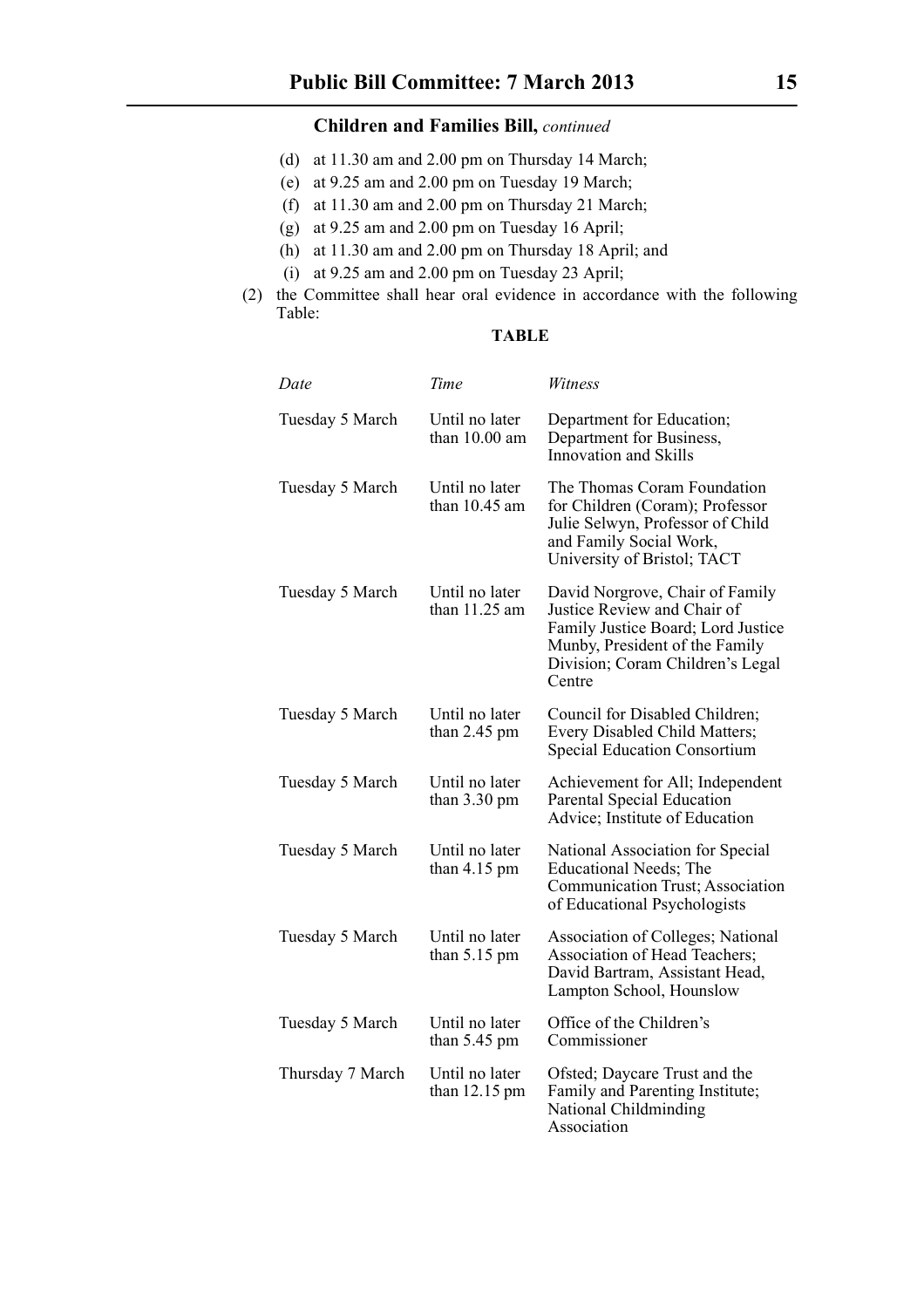**Children and Families Bill,** *continued*

- (d) at 11.30 am and 2.00 pm on Thursday 14 March;
- (e) at 9.25 am and 2.00 pm on Tuesday 19 March;
- (f) at 11.30 am and 2.00 pm on Thursday 21 March;
- (g) at 9.25 am and 2.00 pm on Tuesday 16 April;
- (h) at 11.30 am and 2.00 pm on Thursday 18 April; and
- (i) at 9.25 am and 2.00 pm on Tuesday 23 April;

(2) the Committee shall hear oral evidence in accordance with the following Table:

**TABLE**

| *Date* | *Time* | *Witness* |
|---|---|---|
| Tuesday 5 March | Until no later than 10.00 am | Department for Education; Department for Business, Innovation and Skills |
| Tuesday 5 March | Until no later than 10.45 am | The Thomas Coram Foundation for Children (Coram); Professor Julie Selwyn, Professor of Child and Family Social Work, University of Bristol; TACT |
| Tuesday 5 March | Until no later than 11.25 am | David Norgrove, Chair of Family Justice Review and Chair of Family Justice Board; Lord Justice Munby, President of the Family Division; Coram Children's Legal Centre |
| Tuesday 5 March | Until no later than 2.45 pm | Council for Disabled Children; Every Disabled Child Matters; Special Education Consortium |
| Tuesday 5 March | Until no later than 3.30 pm | Achievement for All; Independent Parental Special Education Advice; Institute of Education |
| Tuesday 5 March | Until no later than 4.15 pm | National Association for Special Educational Needs; The Communication Trust; Association of Educational Psychologists |
| Tuesday 5 March | Until no later than 5.15 pm | Association of Colleges; National Association of Head Teachers; David Bartram, Assistant Head, Lampton School, Hounslow |
| Tuesday 5 March | Until no later than 5.45 pm | Office of the Children's Commissioner |
| Thursday 7 March | Until no later than 12.15 pm | Ofsted; Daycare Trust and the Family and Parenting Institute; National Childminding Association |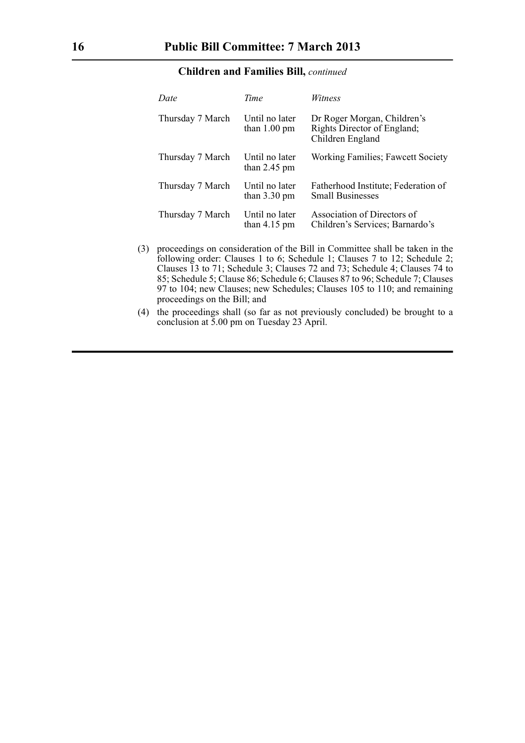**Children and Families Bill,** *continued*

| *Date* | *Time* | *Witness* |
|---|---|---|
| Thursday 7 March | Until no later than 1.00 pm | Dr Roger Morgan, Children's Rights Director of England; Children England |
| Thursday 7 March | Until no later than 2.45 pm | Working Families; Fawcett Society |
| Thursday 7 March | Until no later than 3.30 pm | Fatherhood Institute; Federation of Small Businesses |
| Thursday 7 March | Until no later than 4.15 pm | Association of Directors of Children's Services; Barnardo's |

(3) proceedings on consideration of the Bill in Committee shall be taken in the following order: Clauses 1 to 6; Schedule 1; Clauses 7 to 12; Schedule 2; Clauses 13 to 71; Schedule 3; Clauses 72 and 73; Schedule 4; Clauses 74 to 85; Schedule 5; Clause 86; Schedule 6; Clauses 87 to 96; Schedule 7; Clauses 97 to 104; new Clauses; new Schedules; Clauses 105 to 110; and remaining proceedings on the Bill; and

(4) the proceedings shall (so far as not previously concluded) be brought to a conclusion at 5.00 pm on Tuesday 23 April.